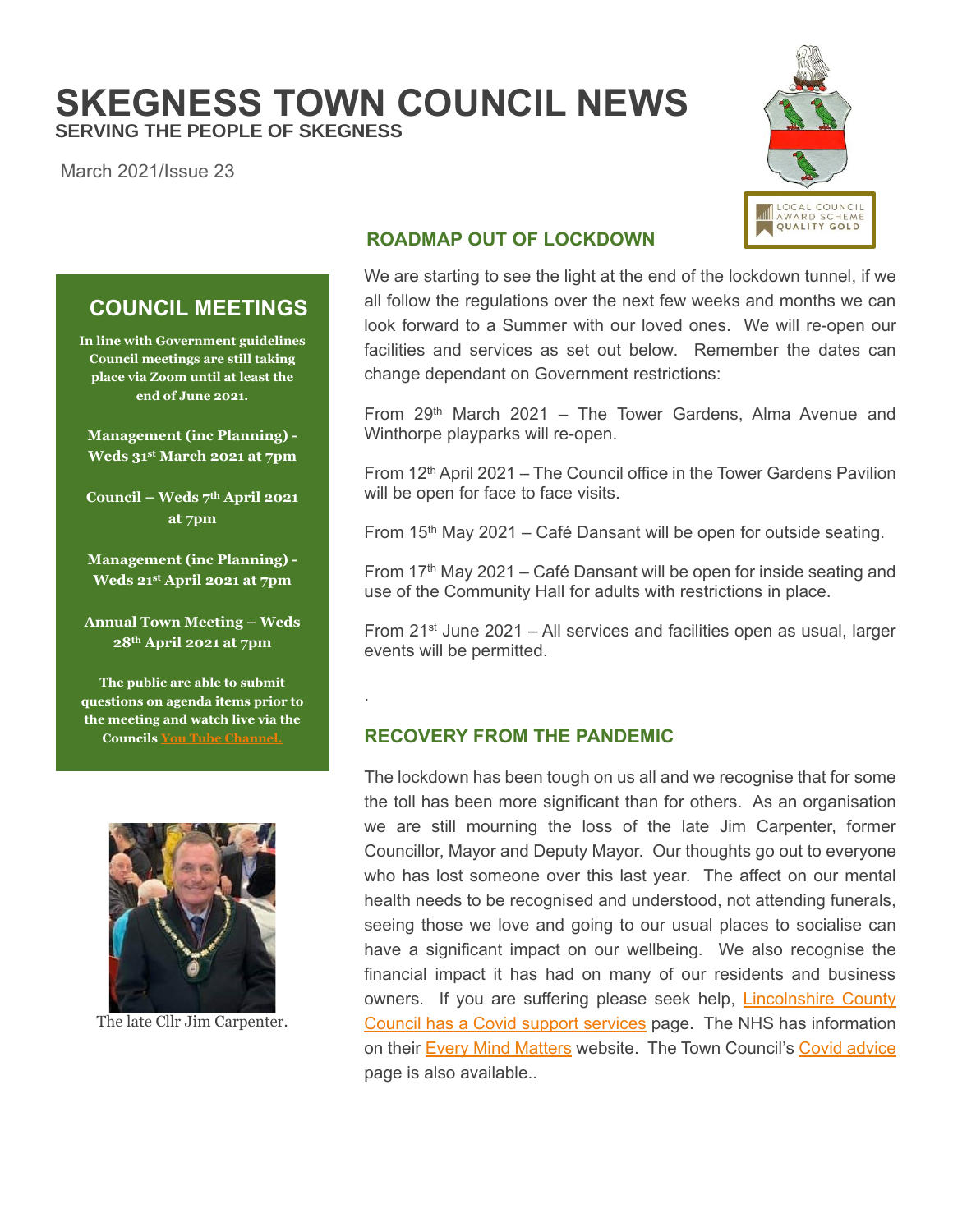# SKEGNESS TOWN COUNCIL NEWS

**SERVING THE PEOPLE OF SKEGNESS**

March 2021/Issue 23

LOCAL COUNCIL AWARD SCHEME QUALITY GOLD

## ROADMAP OUT OF LOCKDOWN

We are starting to see the light at the end of the lockdown tunnel, if we all follow the regulations over the next few weeks and months we can look forward to a Summer with our loved ones. We will re-open our facilities and services as set out below. Remember the dates can change dependant on Government restrictions:

From 29th March 2021 – The Tower Gardens, Alma Avenue and Winthorpe playparks will re-open.

From 12th April 2021 – The Council office in the Tower Gardens Pavilion will be open for face to face visits.

From 15th May 2021 – Café Dansant will be open for outside seating.

From 17th May 2021 – Café Dansant will be open for inside seating and use of the Community Hall for adults with restrictions in place.

From 21st June 2021 – All services and facilities open as usual, larger events will be permitted.

## COUNCIL MEETINGS

**In line with Government guidelines Council meetings are still taking place via Zoom until at least the end of June 2021.**

**Management (inc Planning) - Weds 31st March 2021 at 7pm**

**Council – Weds 7th April 2021 at 7pm**

**Management (inc Planning) - Weds 21st April 2021 at 7pm**

**Annual Town Meeting – Weds 28th April 2021 at 7pm**

**The public are able to submit questions on agenda items prior to the meeting and watch live via the Councils You Tube Channel.**

## RECOVERY FROM THE PANDEMIC

The lockdown has been tough on us all and we recognise that for some the toll has been more significant than for others. As an organisation we are still mourning the loss of the late Jim Carpenter, former Councillor, Mayor and Deputy Mayor. Our thoughts go out to everyone who has lost someone over this last year. The affect on our mental health needs to be recognised and understood, not attending funerals, seeing those we love and going to our usual places to socialise can have a significant impact on our wellbeing. We also recognise the financial impact it has had on many of our residents and business owners. If you are suffering please seek help, Lincolnshire County Council has a Covid support services page. The NHS has information on their Every Mind Matters website. The Town Council's Covid advice page is also available..

The late Cllr Jim Carpenter.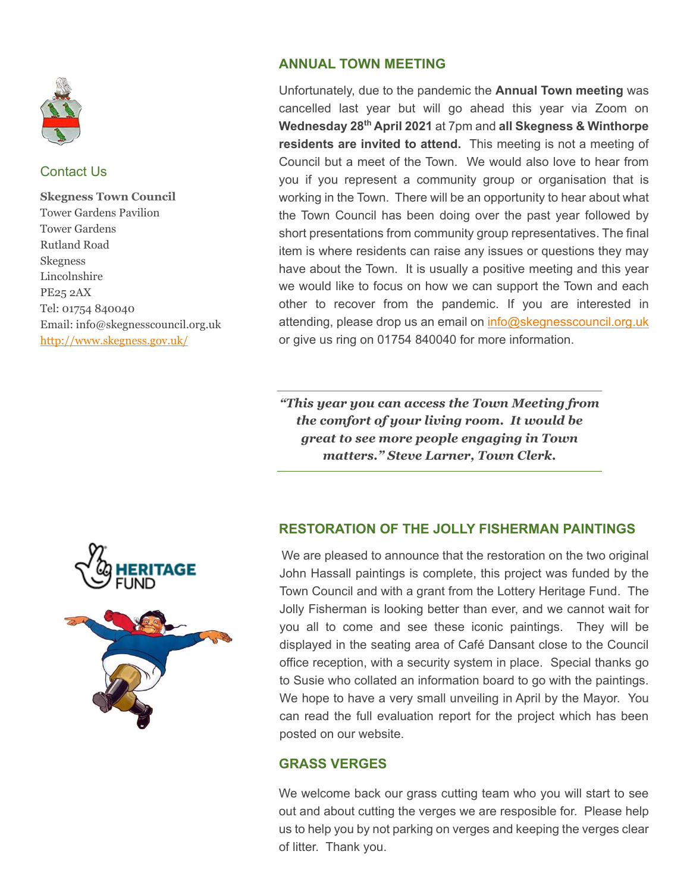## Contact Us

**Skegness Town Council**
Tower Gardens Pavilion
Tower Gardens
Rutland Road
Skegness
Lincolnshire
PE25 2AX
Tel: 01754 840040
Email: info@skegnesscouncil.org.uk
http://www.skegness.gov.uk/

## ANNUAL TOWN MEETING

Unfortunately, due to the pandemic the **Annual Town meeting** was cancelled last year but will go ahead this year via Zoom on **Wednesday 28th April 2021** at 7pm and **all Skegness & Winthorpe residents are invited to attend.** This meeting is not a meeting of Council but a meet of the Town. We would also love to hear from you if you represent a community group or organisation that is working in the Town. There will be an opportunity to hear about what the Town Council has been doing over the past year followed by short presentations from community group representatives. The final item is where residents can raise any issues or questions they may have about the Town. It is usually a positive meeting and this year we would like to focus on how we can support the Town and each other to recover from the pandemic. If you are interested in attending, please drop us an email on info@skegnesscouncil.org.uk or give us ring on 01754 840040 for more information.

***"This year you can access the Town Meeting from the comfort of your living room. It would be great to see more people engaging in Town matters." Steve Larner, Town Clerk.***

## RESTORATION OF THE JOLLY FISHERMAN PAINTINGS

We are pleased to announce that the restoration on the two original John Hassall paintings is complete, this project was funded by the Town Council and with a grant from the Lottery Heritage Fund. The Jolly Fisherman is looking better than ever, and we cannot wait for you all to come and see these iconic paintings. They will be displayed in the seating area of Café Dansant close to the Council office reception, with a security system in place. Special thanks go to Susie who collated an information board to go with the paintings. We hope to have a very small unveiling in April by the Mayor. You can read the full evaluation report for the project which has been posted on our website.

## GRASS VERGES

We welcome back our grass cutting team who you will start to see out and about cutting the verges we are resposible for. Please help us to help you by not parking on verges and keeping the verges clear of litter. Thank you.